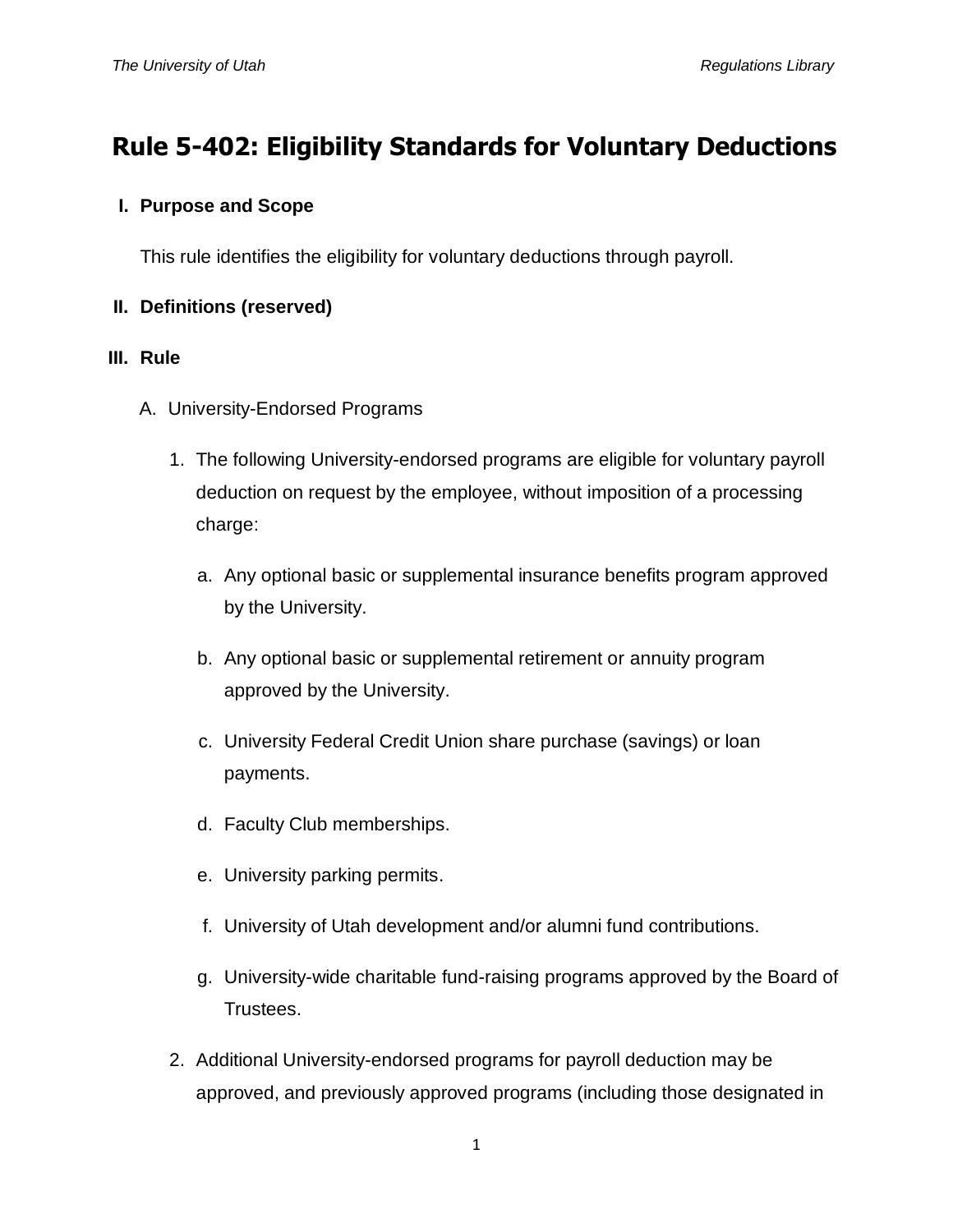# Rule 5-402: Eligibility Standards for Voluntary Deductions

## I. Purpose and Scope

This rule identifies the eligibility for voluntary deductions through payroll.

## II. Definitions (reserved)

## III. Rule

A. University-Endorsed Programs

1. The following University-endorsed programs are eligible for voluntary payroll deduction on request by the employee, without imposition of a processing charge:

   a. Any optional basic or supplemental insurance benefits program approved by the University.

   b. Any optional basic or supplemental retirement or annuity program approved by the University.

   c. University Federal Credit Union share purchase (savings) or loan payments.

   d. Faculty Club memberships.

   e. University parking permits.

   f. University of Utah development and/or alumni fund contributions.

   g. University-wide charitable fund-raising programs approved by the Board of Trustees.

2. Additional University-endorsed programs for payroll deduction may be approved, and previously approved programs (including those designated in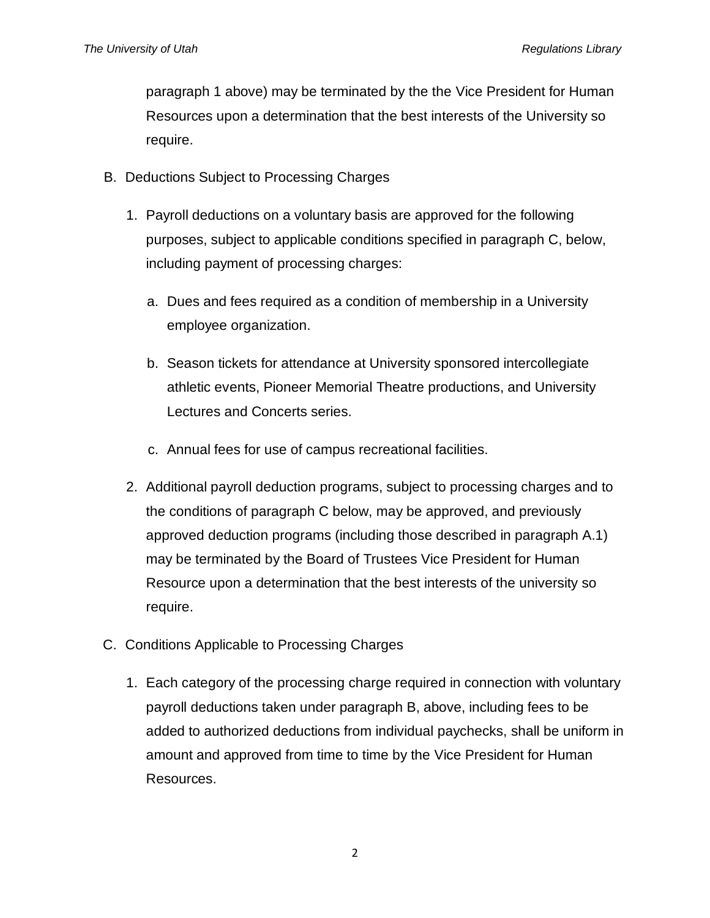paragraph 1 above) may be terminated by the the Vice President for Human Resources upon a determination that the best interests of the University so require.

B. Deductions Subject to Processing Charges

   1. Payroll deductions on a voluntary basis are approved for the following purposes, subject to applicable conditions specified in paragraph C, below, including payment of processing charges:

      a. Dues and fees required as a condition of membership in a University employee organization.

      b. Season tickets for attendance at University sponsored intercollegiate athletic events, Pioneer Memorial Theatre productions, and University Lectures and Concerts series.

      c. Annual fees for use of campus recreational facilities.

   2. Additional payroll deduction programs, subject to processing charges and to the conditions of paragraph C below, may be approved, and previously approved deduction programs (including those described in paragraph A.1) may be terminated by the Board of Trustees Vice President for Human Resource upon a determination that the best interests of the university so require.

C. Conditions Applicable to Processing Charges

   1. Each category of the processing charge required in connection with voluntary payroll deductions taken under paragraph B, above, including fees to be added to authorized deductions from individual paychecks, shall be uniform in amount and approved from time to time by the Vice President for Human Resources.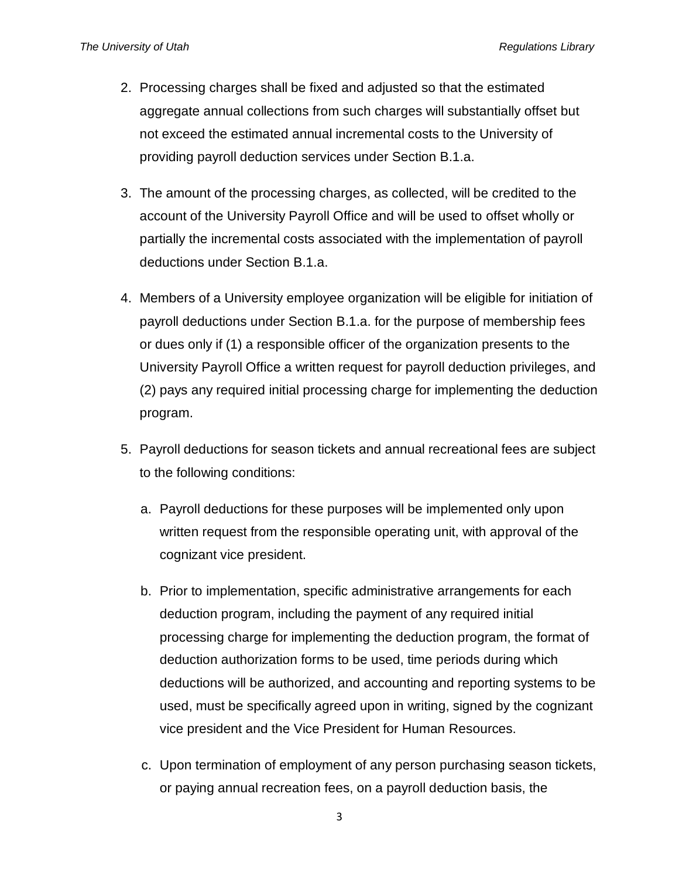2. Processing charges shall be fixed and adjusted so that the estimated aggregate annual collections from such charges will substantially offset but not exceed the estimated annual incremental costs to the University of providing payroll deduction services under Section B.1.a.

3. The amount of the processing charges, as collected, will be credited to the account of the University Payroll Office and will be used to offset wholly or partially the incremental costs associated with the implementation of payroll deductions under Section B.1.a.

4. Members of a University employee organization will be eligible for initiation of payroll deductions under Section B.1.a. for the purpose of membership fees or dues only if (1) a responsible officer of the organization presents to the University Payroll Office a written request for payroll deduction privileges, and (2) pays any required initial processing charge for implementing the deduction program.

5. Payroll deductions for season tickets and annual recreational fees are subject to the following conditions:

    a. Payroll deductions for these purposes will be implemented only upon written request from the responsible operating unit, with approval of the cognizant vice president.

    b. Prior to implementation, specific administrative arrangements for each deduction program, including the payment of any required initial processing charge for implementing the deduction program, the format of deduction authorization forms to be used, time periods during which deductions will be authorized, and accounting and reporting systems to be used, must be specifically agreed upon in writing, signed by the cognizant vice president and the Vice President for Human Resources.

    c. Upon termination of employment of any person purchasing season tickets, or paying annual recreation fees, on a payroll deduction basis, the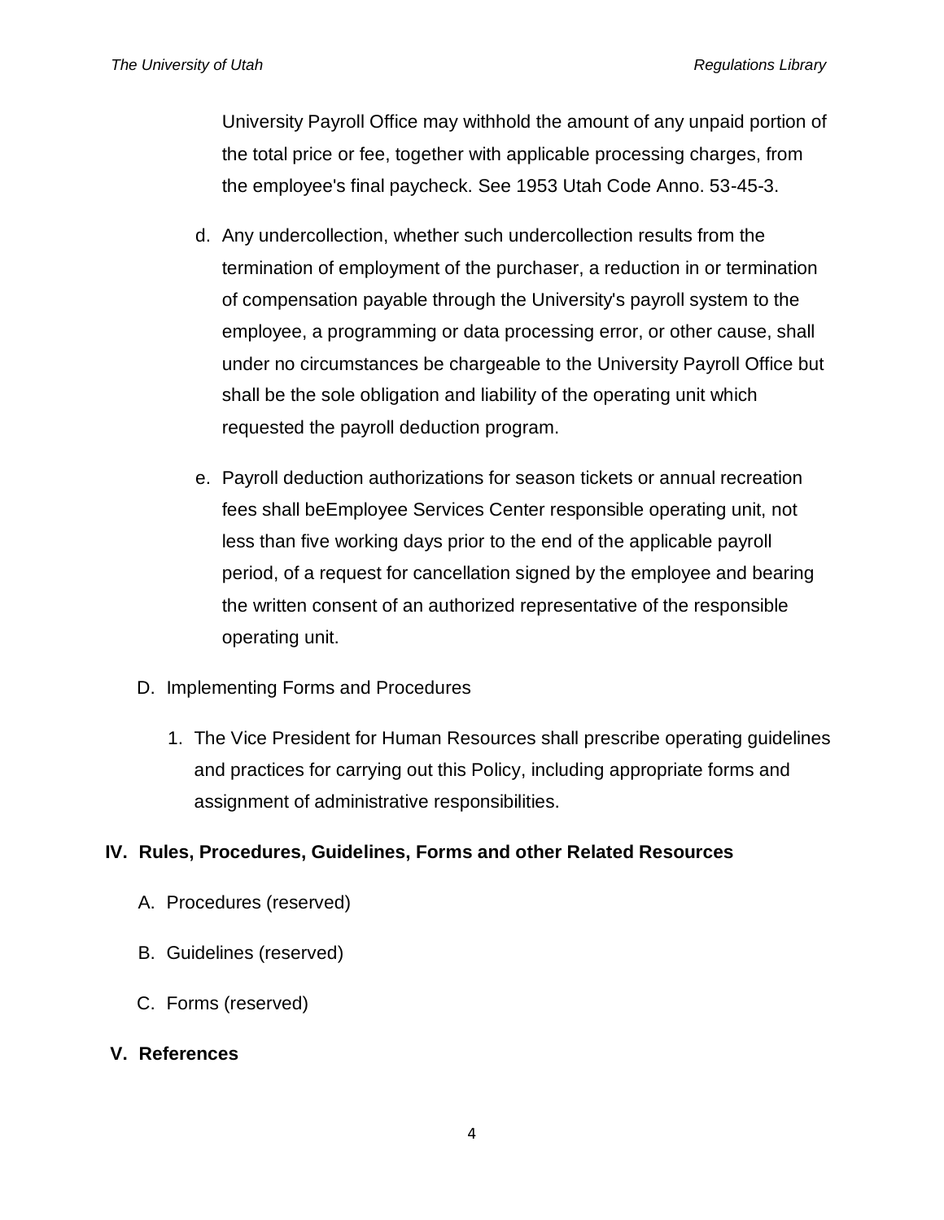University Payroll Office may withhold the amount of any unpaid portion of the total price or fee, together with applicable processing charges, from the employee's final paycheck. See 1953 Utah Code Anno. 53-45-3.

d. Any undercollection, whether such undercollection results from the termination of employment of the purchaser, a reduction in or termination of compensation payable through the University's payroll system to the employee, a programming or data processing error, or other cause, shall under no circumstances be chargeable to the University Payroll Office but shall be the sole obligation and liability of the operating unit which requested the payroll deduction program.

e. Payroll deduction authorizations for season tickets or annual recreation fees shall beEmployee Services Center responsible operating unit, not less than five working days prior to the end of the applicable payroll period, of a request for cancellation signed by the employee and bearing the written consent of an authorized representative of the responsible operating unit.

D. Implementing Forms and Procedures

1. The Vice President for Human Resources shall prescribe operating guidelines and practices for carrying out this Policy, including appropriate forms and assignment of administrative responsibilities.

## IV. Rules, Procedures, Guidelines, Forms and other Related Resources

A. Procedures (reserved)

B. Guidelines (reserved)

C. Forms (reserved)

## V. References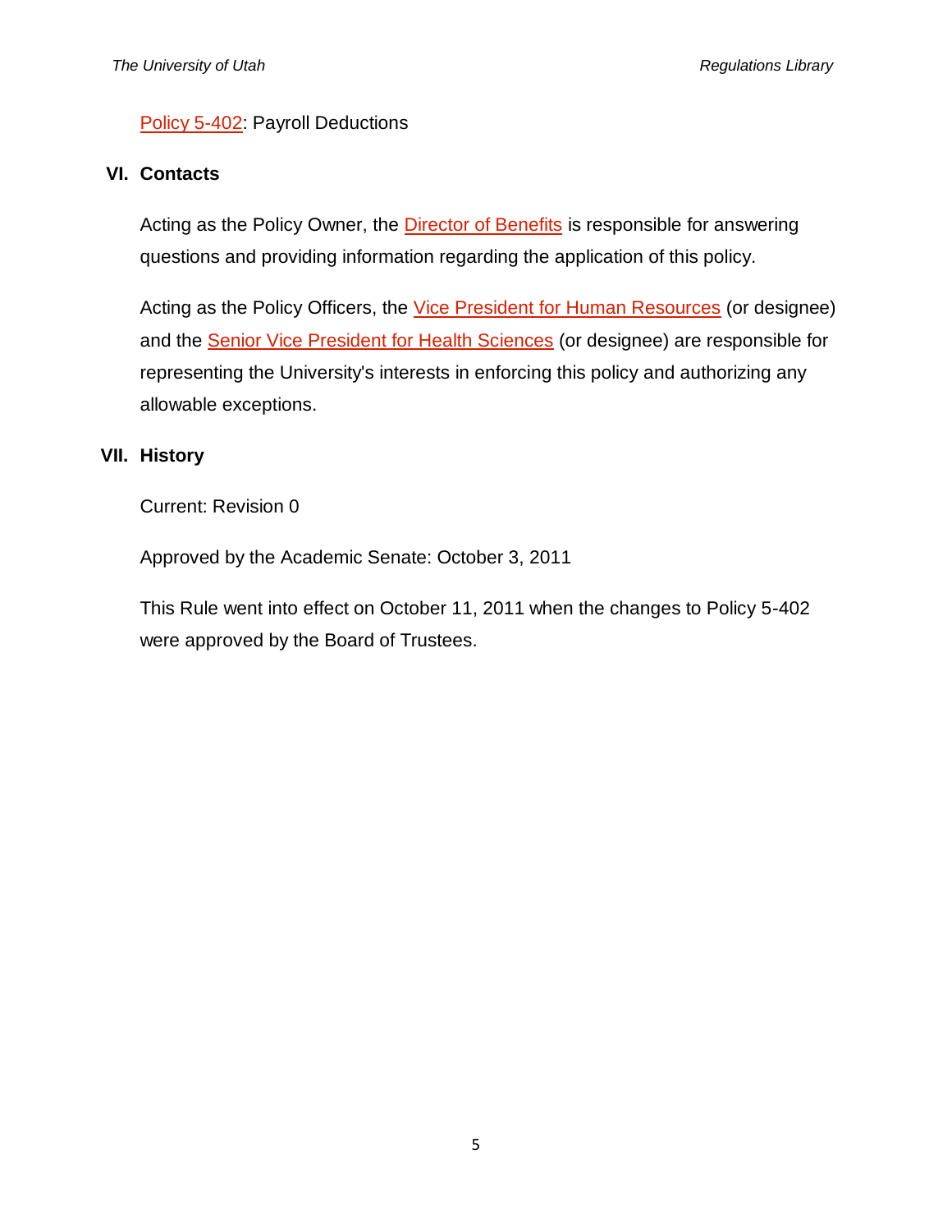Policy 5-402: Payroll Deductions

## VI. Contacts

Acting as the Policy Owner, the Director of Benefits is responsible for answering questions and providing information regarding the application of this policy.

Acting as the Policy Officers, the Vice President for Human Resources (or designee) and the Senior Vice President for Health Sciences (or designee) are responsible for representing the University's interests in enforcing this policy and authorizing any allowable exceptions.

## VII. History

Current: Revision 0

Approved by the Academic Senate: October 3, 2011

This Rule went into effect on October 11, 2011 when the changes to Policy 5-402 were approved by the Board of Trustees.